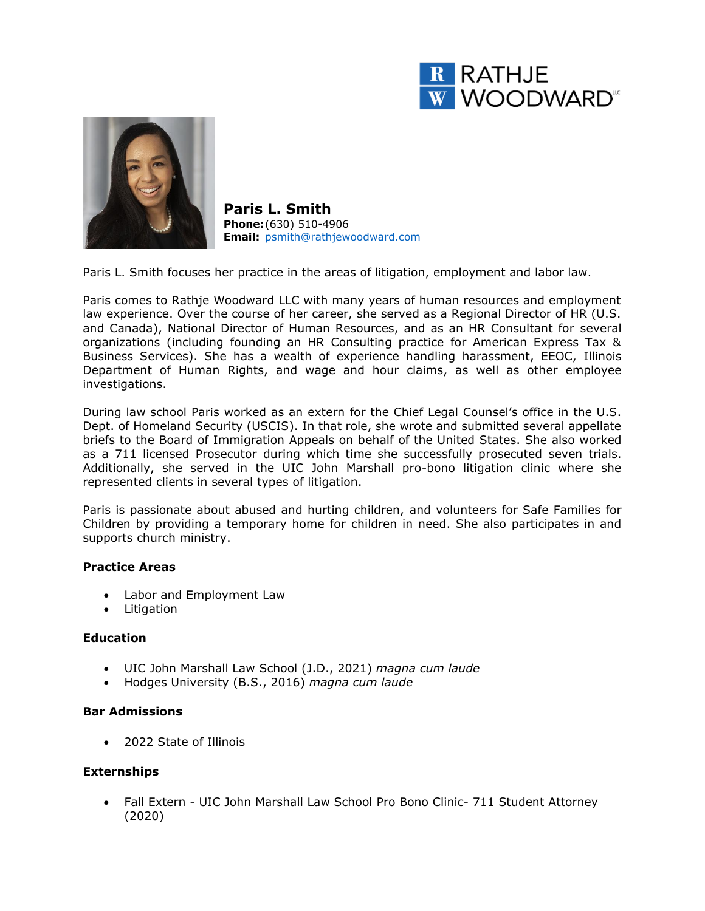RATHJE WOODWARD LLC

# Paris L. Smith

**Phone:** (630) 510-4906
**Email:** psmith@rathjewoodward.com

Paris L. Smith focuses her practice in the areas of litigation, employment and labor law.

Paris comes to Rathje Woodward LLC with many years of human resources and employment law experience. Over the course of her career, she served as a Regional Director of HR (U.S. and Canada), National Director of Human Resources, and as an HR Consultant for several organizations (including founding an HR Consulting practice for American Express Tax & Business Services). She has a wealth of experience handling harassment, EEOC, Illinois Department of Human Rights, and wage and hour claims, as well as other employee investigations.

During law school Paris worked as an extern for the Chief Legal Counsel's office in the U.S. Dept. of Homeland Security (USCIS). In that role, she wrote and submitted several appellate briefs to the Board of Immigration Appeals on behalf of the United States. She also worked as a 711 licensed Prosecutor during which time she successfully prosecuted seven trials. Additionally, she served in the UIC John Marshall pro-bono litigation clinic where she represented clients in several types of litigation.

Paris is passionate about abused and hurting children, and volunteers for Safe Families for Children by providing a temporary home for children in need. She also participates in and supports church ministry.

### Practice Areas

- Labor and Employment Law
- Litigation

### Education

- UIC John Marshall Law School (J.D., 2021) *magna cum laude*
- Hodges University (B.S., 2016) *magna cum laude*

### Bar Admissions

- 2022 State of Illinois

### Externships

- Fall Extern - UIC John Marshall Law School Pro Bono Clinic- 711 Student Attorney (2020)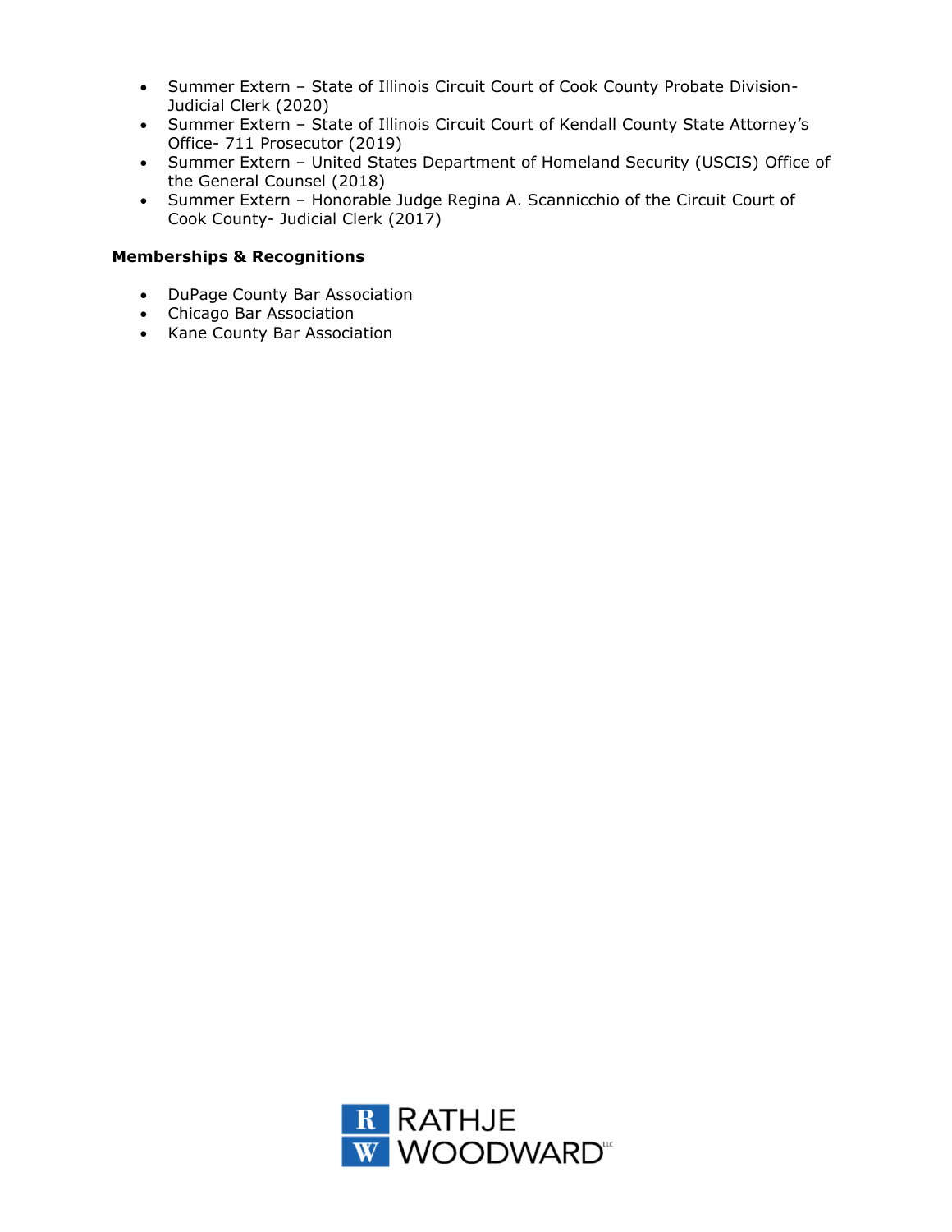- Summer Extern – State of Illinois Circuit Court of Cook County Probate Division- Judicial Clerk (2020)
- Summer Extern – State of Illinois Circuit Court of Kendall County State Attorney's Office- 711 Prosecutor (2019)
- Summer Extern – United States Department of Homeland Security (USCIS) Office of the General Counsel (2018)
- Summer Extern – Honorable Judge Regina A. Scannicchio of the Circuit Court of Cook County- Judicial Clerk (2017)

**Memberships & Recognitions**

- DuPage County Bar Association
- Chicago Bar Association
- Kane County Bar Association